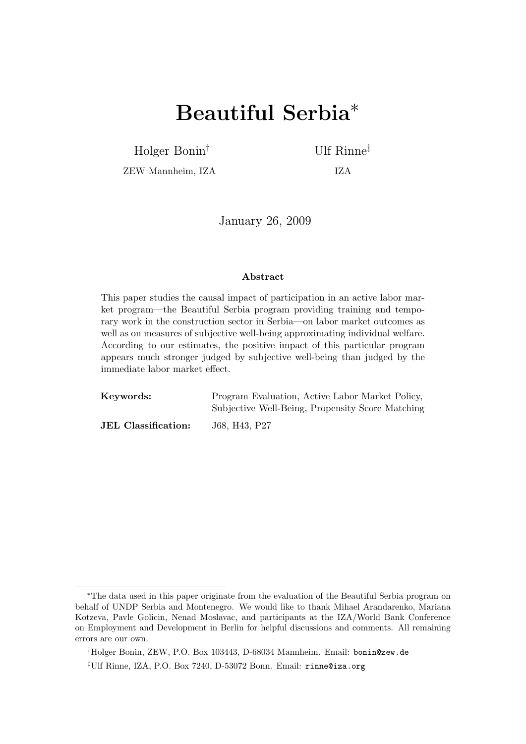# Beautiful Serbia[*]

Holger Bonin[†]
ZEW Mannheim, IZA

Ulf Rinne[‡]
IZA

January 26, 2009

### Abstract

This paper studies the causal impact of participation in an active labor market program—the Beautiful Serbia program providing training and temporary work in the construction sector in Serbia—on labor market outcomes as well as on measures of subjective well-being approximating individual welfare. According to our estimates, the positive impact of this particular program appears much stronger judged by subjective well-being than judged by the immediate labor market effect.

**Keywords:** Program Evaluation, Active Labor Market Policy, Subjective Well-Being, Propensity Score Matching

**JEL Classification:** J68, H43, P27

---

[*] The data used in this paper originate from the evaluation of the Beautiful Serbia program on behalf of UNDP Serbia and Montenegro. We would like to thank Mihael Arandarenko, Mariana Kotzeva, Pavle Golicin, Nenad Moslavac, and participants at the IZA/World Bank Conference on Employment and Development in Berlin for helpful discussions and comments. All remaining errors are our own.

[†] Holger Bonin, ZEW, P.O. Box 103443, D-68034 Mannheim. Email: `bonin@zew.de`

[‡] Ulf Rinne, IZA, P.O. Box 7240, D-53072 Bonn. Email: `rinne@iza.org`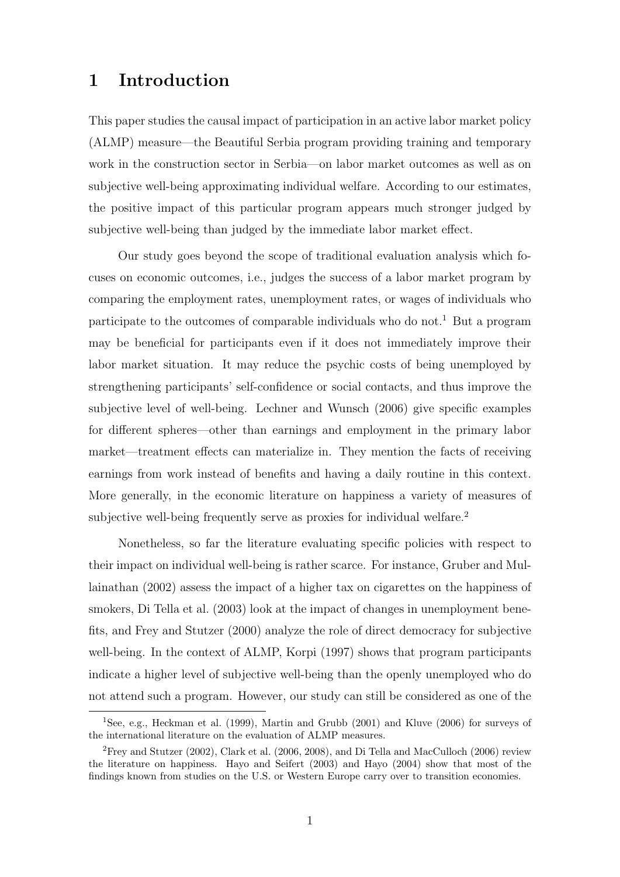# 1 Introduction

This paper studies the causal impact of participation in an active labor market policy (ALMP) measure—the Beautiful Serbia program providing training and temporary work in the construction sector in Serbia—on labor market outcomes as well as on subjective well-being approximating individual welfare. According to our estimates, the positive impact of this particular program appears much stronger judged by subjective well-being than judged by the immediate labor market effect.

Our study goes beyond the scope of traditional evaluation analysis which focuses on economic outcomes, i.e., judges the success of a labor market program by comparing the employment rates, unemployment rates, or wages of individuals who participate to the outcomes of comparable individuals who do not.[1] But a program may be beneficial for participants even if it does not immediately improve their labor market situation. It may reduce the psychic costs of being unemployed by strengthening participants' self-confidence or social contacts, and thus improve the subjective level of well-being. Lechner and Wunsch (2006) give specific examples for different spheres—other than earnings and employment in the primary labor market—treatment effects can materialize in. They mention the facts of receiving earnings from work instead of benefits and having a daily routine in this context. More generally, in the economic literature on happiness a variety of measures of subjective well-being frequently serve as proxies for individual welfare.[2]

Nonetheless, so far the literature evaluating specific policies with respect to their impact on individual well-being is rather scarce. For instance, Gruber and Mullainathan (2002) assess the impact of a higher tax on cigarettes on the happiness of smokers, Di Tella et al. (2003) look at the impact of changes in unemployment benefits, and Frey and Stutzer (2000) analyze the role of direct democracy for subjective well-being. In the context of ALMP, Korpi (1997) shows that program participants indicate a higher level of subjective well-being than the openly unemployed who do not attend such a program. However, our study can still be considered as one of the

[1] See, e.g., Heckman et al. (1999), Martin and Grubb (2001) and Kluve (2006) for surveys of the international literature on the evaluation of ALMP measures.

[2] Frey and Stutzer (2002), Clark et al. (2006, 2008), and Di Tella and MacCulloch (2006) review the literature on happiness. Hayo and Seifert (2003) and Hayo (2004) show that most of the findings known from studies on the U.S. or Western Europe carry over to transition economies.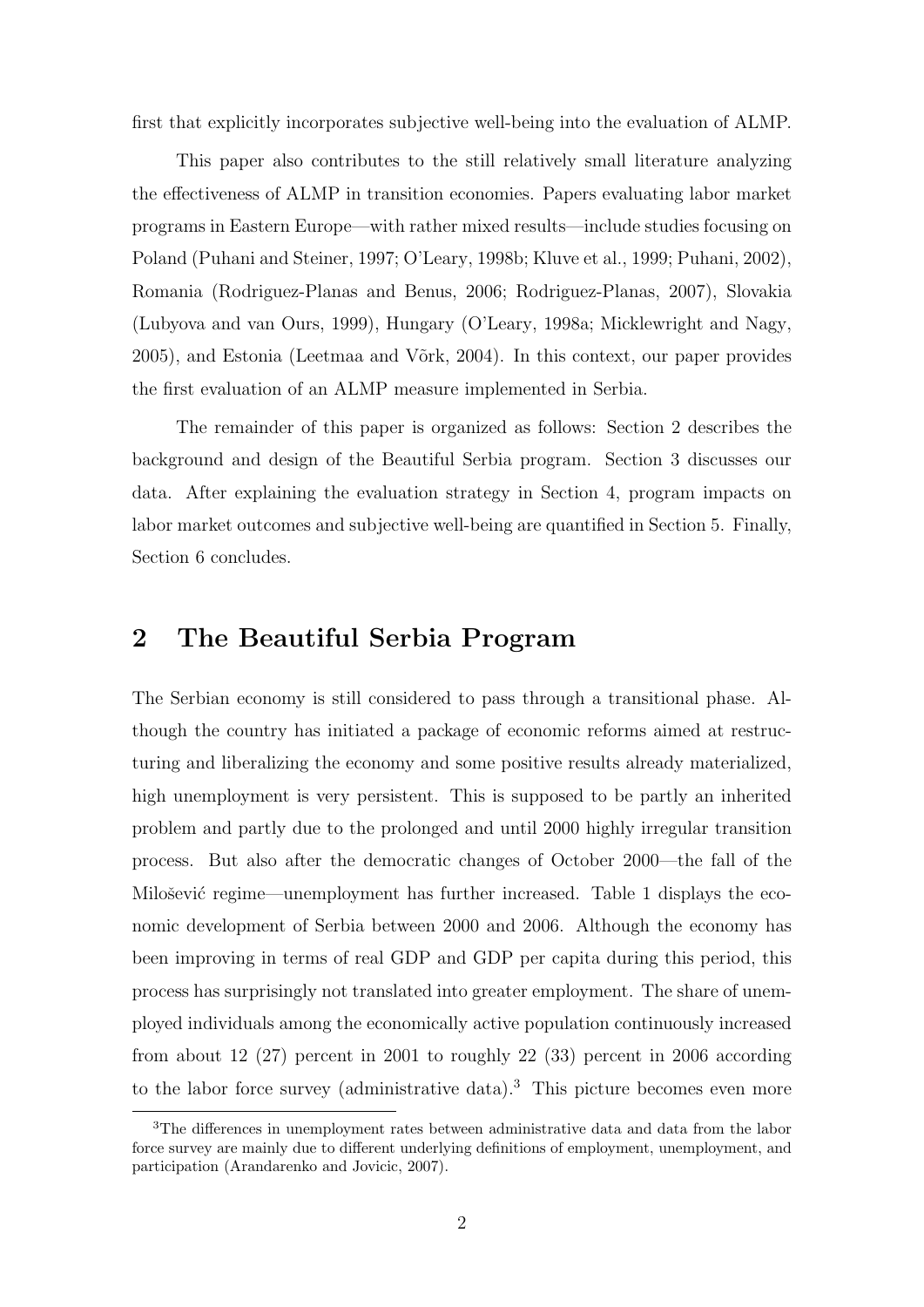first that explicitly incorporates subjective well-being into the evaluation of ALMP.

This paper also contributes to the still relatively small literature analyzing the effectiveness of ALMP in transition economies. Papers evaluating labor market programs in Eastern Europe—with rather mixed results—include studies focusing on Poland (Puhani and Steiner, 1997; O'Leary, 1998b; Kluve et al., 1999; Puhani, 2002), Romania (Rodriguez-Planas and Benus, 2006; Rodriguez-Planas, 2007), Slovakia (Lubyova and van Ours, 1999), Hungary (O'Leary, 1998a; Micklewright and Nagy, 2005), and Estonia (Leetmaa and Võrk, 2004). In this context, our paper provides the first evaluation of an ALMP measure implemented in Serbia.

The remainder of this paper is organized as follows: Section 2 describes the background and design of the Beautiful Serbia program. Section 3 discusses our data. After explaining the evaluation strategy in Section 4, program impacts on labor market outcomes and subjective well-being are quantified in Section 5. Finally, Section 6 concludes.

## 2 The Beautiful Serbia Program

The Serbian economy is still considered to pass through a transitional phase. Although the country has initiated a package of economic reforms aimed at restructuring and liberalizing the economy and some positive results already materialized, high unemployment is very persistent. This is supposed to be partly an inherited problem and partly due to the prolonged and until 2000 highly irregular transition process. But also after the democratic changes of October 2000—the fall of the Milošević regime—unemployment has further increased. Table 1 displays the economic development of Serbia between 2000 and 2006. Although the economy has been improving in terms of real GDP and GDP per capita during this period, this process has surprisingly not translated into greater employment. The share of unemployed individuals among the economically active population continuously increased from about 12 (27) percent in 2001 to roughly 22 (33) percent in 2006 according to the labor force survey (administrative data).[3] This picture becomes even more

[3] The differences in unemployment rates between administrative data and data from the labor force survey are mainly due to different underlying definitions of employment, unemployment, and participation (Arandarenko and Jovicic, 2007).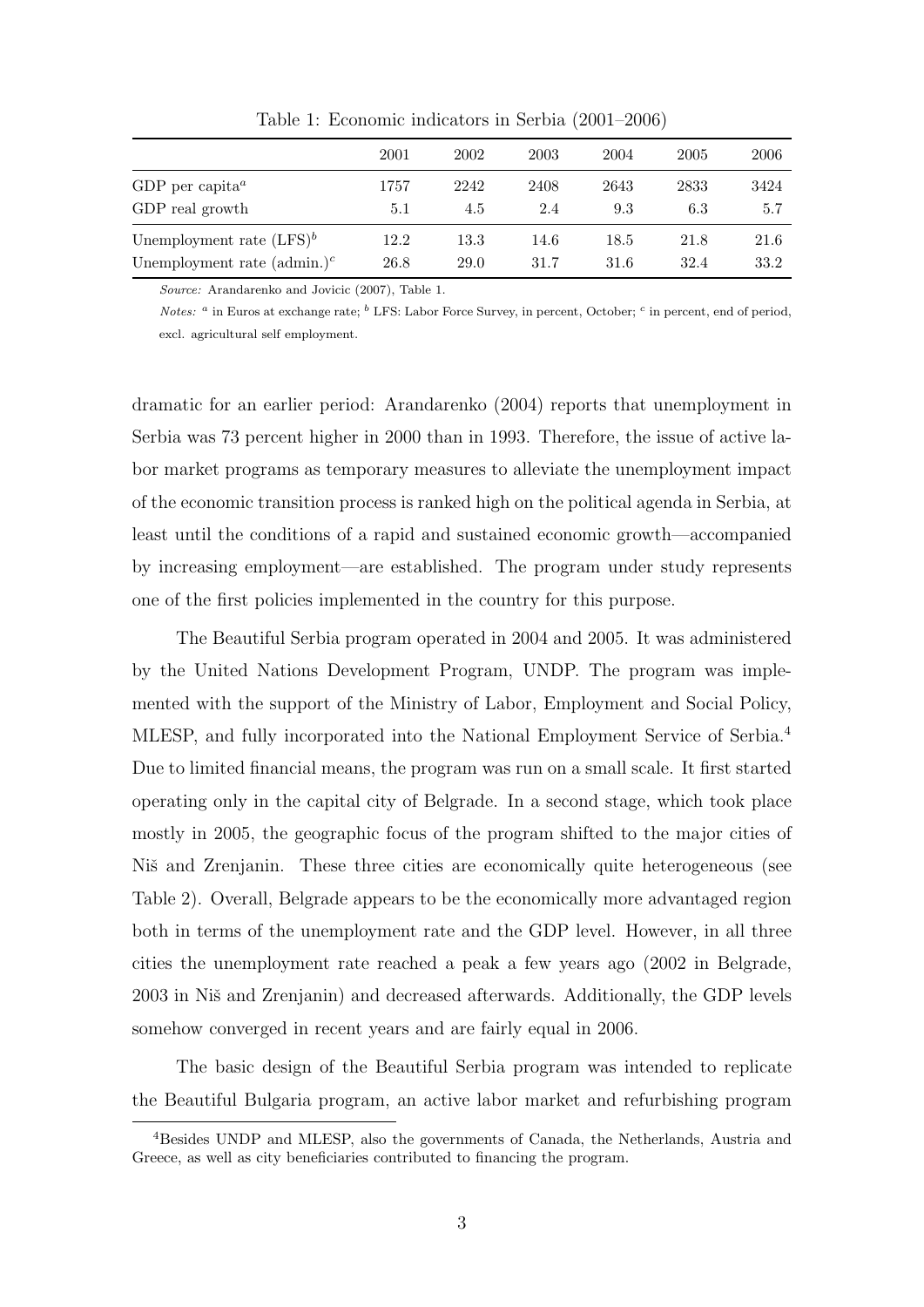Table 1: Economic indicators in Serbia (2001–2006)

| | 2001 | 2002 | 2003 | 2004 | 2005 | 2006 |
|---|---|---|---|---|---|---|
| GDP per capita[a] | 1757 | 2242 | 2408 | 2643 | 2833 | 3424 |
| GDP real growth | 5.1 | 4.5 | 2.4 | 9.3 | 6.3 | 5.7 |
| Unemployment rate (LFS)[b] | 12.2 | 13.3 | 14.6 | 18.5 | 21.8 | 21.6 |
| Unemployment rate (admin.)[c] | 26.8 | 29.0 | 31.7 | 31.6 | 32.4 | 33.2 |

*Source:* Arandarenko and Jovicic (2007), Table 1.

*Notes:* [a] in Euros at exchange rate; [b] LFS: Labor Force Survey, in percent, October; [c] in percent, end of period, excl. agricultural self employment.

dramatic for an earlier period: Arandarenko (2004) reports that unemployment in Serbia was 73 percent higher in 2000 than in 1993. Therefore, the issue of active labor market programs as temporary measures to alleviate the unemployment impact of the economic transition process is ranked high on the political agenda in Serbia, at least until the conditions of a rapid and sustained economic growth—accompanied by increasing employment—are established. The program under study represents one of the first policies implemented in the country for this purpose.

The Beautiful Serbia program operated in 2004 and 2005. It was administered by the United Nations Development Program, UNDP. The program was implemented with the support of the Ministry of Labor, Employment and Social Policy, MLESP, and fully incorporated into the National Employment Service of Serbia.[4] Due to limited financial means, the program was run on a small scale. It first started operating only in the capital city of Belgrade. In a second stage, which took place mostly in 2005, the geographic focus of the program shifted to the major cities of Niš and Zrenjanin. These three cities are economically quite heterogeneous (see Table 2). Overall, Belgrade appears to be the economically more advantaged region both in terms of the unemployment rate and the GDP level. However, in all three cities the unemployment rate reached a peak a few years ago (2002 in Belgrade, 2003 in Niš and Zrenjanin) and decreased afterwards. Additionally, the GDP levels somehow converged in recent years and are fairly equal in 2006.

The basic design of the Beautiful Serbia program was intended to replicate the Beautiful Bulgaria program, an active labor market and refurbishing program

[4]Besides UNDP and MLESP, also the governments of Canada, the Netherlands, Austria and Greece, as well as city beneficiaries contributed to financing the program.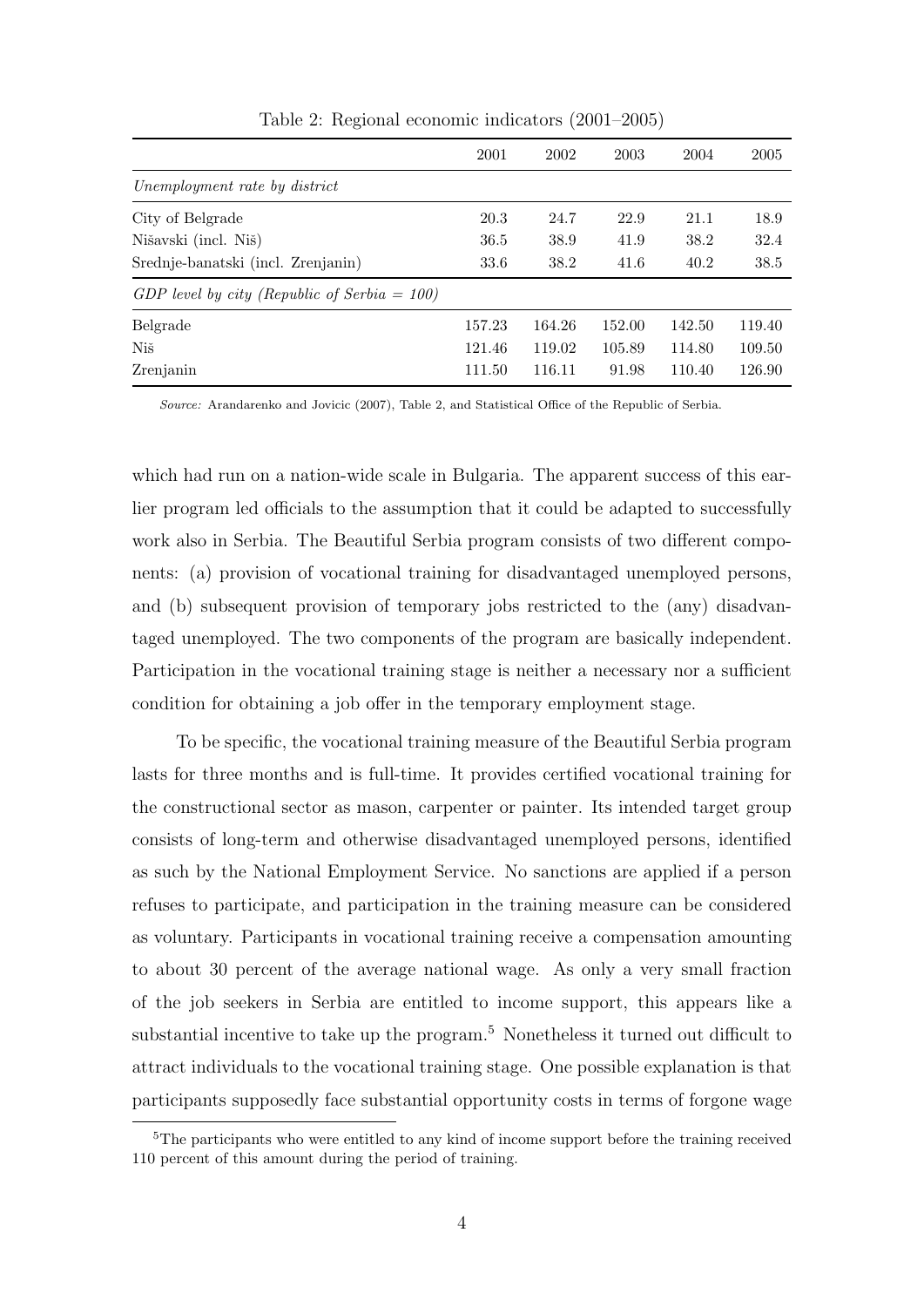Table 2: Regional economic indicators (2001–2005)

| | 2001 | 2002 | 2003 | 2004 | 2005 |
|---|---|---|---|---|---|
| *Unemployment rate by district* | | | | | |
| City of Belgrade | 20.3 | 24.7 | 22.9 | 21.1 | 18.9 |
| Nišavski (incl. Niš) | 36.5 | 38.9 | 41.9 | 38.2 | 32.4 |
| Srednje-banatski (incl. Zrenjanin) | 33.6 | 38.2 | 41.6 | 40.2 | 38.5 |
| *GDP level by city (Republic of Serbia = 100)* | | | | | |
| Belgrade | 157.23 | 164.26 | 152.00 | 142.50 | 119.40 |
| Niš | 121.46 | 119.02 | 105.89 | 114.80 | 109.50 |
| Zrenjanin | 111.50 | 116.11 | 91.98 | 110.40 | 126.90 |

*Source:* Arandarenko and Jovicic (2007), Table 2, and Statistical Office of the Republic of Serbia.

which had run on a nation-wide scale in Bulgaria. The apparent success of this earlier program led officials to the assumption that it could be adapted to successfully work also in Serbia. The Beautiful Serbia program consists of two different components: (a) provision of vocational training for disadvantaged unemployed persons, and (b) subsequent provision of temporary jobs restricted to the (any) disadvantaged unemployed. The two components of the program are basically independent. Participation in the vocational training stage is neither a necessary nor a sufficient condition for obtaining a job offer in the temporary employment stage.

To be specific, the vocational training measure of the Beautiful Serbia program lasts for three months and is full-time. It provides certified vocational training for the constructional sector as mason, carpenter or painter. Its intended target group consists of long-term and otherwise disadvantaged unemployed persons, identified as such by the National Employment Service. No sanctions are applied if a person refuses to participate, and participation in the training measure can be considered as voluntary. Participants in vocational training receive a compensation amounting to about 30 percent of the average national wage. As only a very small fraction of the job seekers in Serbia are entitled to income support, this appears like a substantial incentive to take up the program.[5] Nonetheless it turned out difficult to attract individuals to the vocational training stage. One possible explanation is that participants supposedly face substantial opportunity costs in terms of forgone wage

[5] The participants who were entitled to any kind of income support before the training received 110 percent of this amount during the period of training.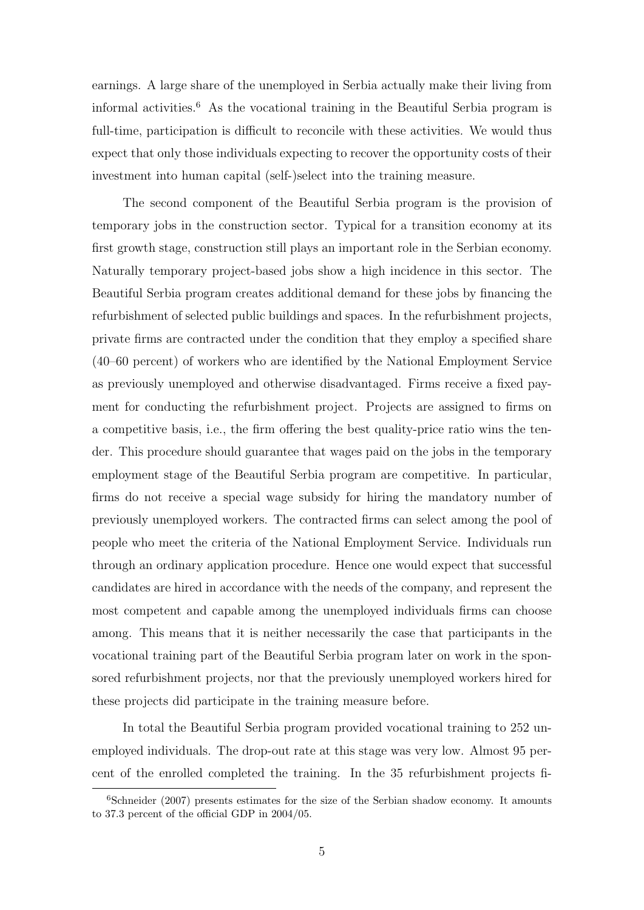earnings. A large share of the unemployed in Serbia actually make their living from informal activities.[6] As the vocational training in the Beautiful Serbia program is full-time, participation is difficult to reconcile with these activities. We would thus expect that only those individuals expecting to recover the opportunity costs of their investment into human capital (self-)select into the training measure.

The second component of the Beautiful Serbia program is the provision of temporary jobs in the construction sector. Typical for a transition economy at its first growth stage, construction still plays an important role in the Serbian economy. Naturally temporary project-based jobs show a high incidence in this sector. The Beautiful Serbia program creates additional demand for these jobs by financing the refurbishment of selected public buildings and spaces. In the refurbishment projects, private firms are contracted under the condition that they employ a specified share (40–60 percent) of workers who are identified by the National Employment Service as previously unemployed and otherwise disadvantaged. Firms receive a fixed payment for conducting the refurbishment project. Projects are assigned to firms on a competitive basis, i.e., the firm offering the best quality-price ratio wins the tender. This procedure should guarantee that wages paid on the jobs in the temporary employment stage of the Beautiful Serbia program are competitive. In particular, firms do not receive a special wage subsidy for hiring the mandatory number of previously unemployed workers. The contracted firms can select among the pool of people who meet the criteria of the National Employment Service. Individuals run through an ordinary application procedure. Hence one would expect that successful candidates are hired in accordance with the needs of the company, and represent the most competent and capable among the unemployed individuals firms can choose among. This means that it is neither necessarily the case that participants in the vocational training part of the Beautiful Serbia program later on work in the sponsored refurbishment projects, nor that the previously unemployed workers hired for these projects did participate in the training measure before.

In total the Beautiful Serbia program provided vocational training to 252 unemployed individuals. The drop-out rate at this stage was very low. Almost 95 percent of the enrolled completed the training. In the 35 refurbishment projects fi-

[6] Schneider (2007) presents estimates for the size of the Serbian shadow economy. It amounts to 37.3 percent of the official GDP in 2004/05.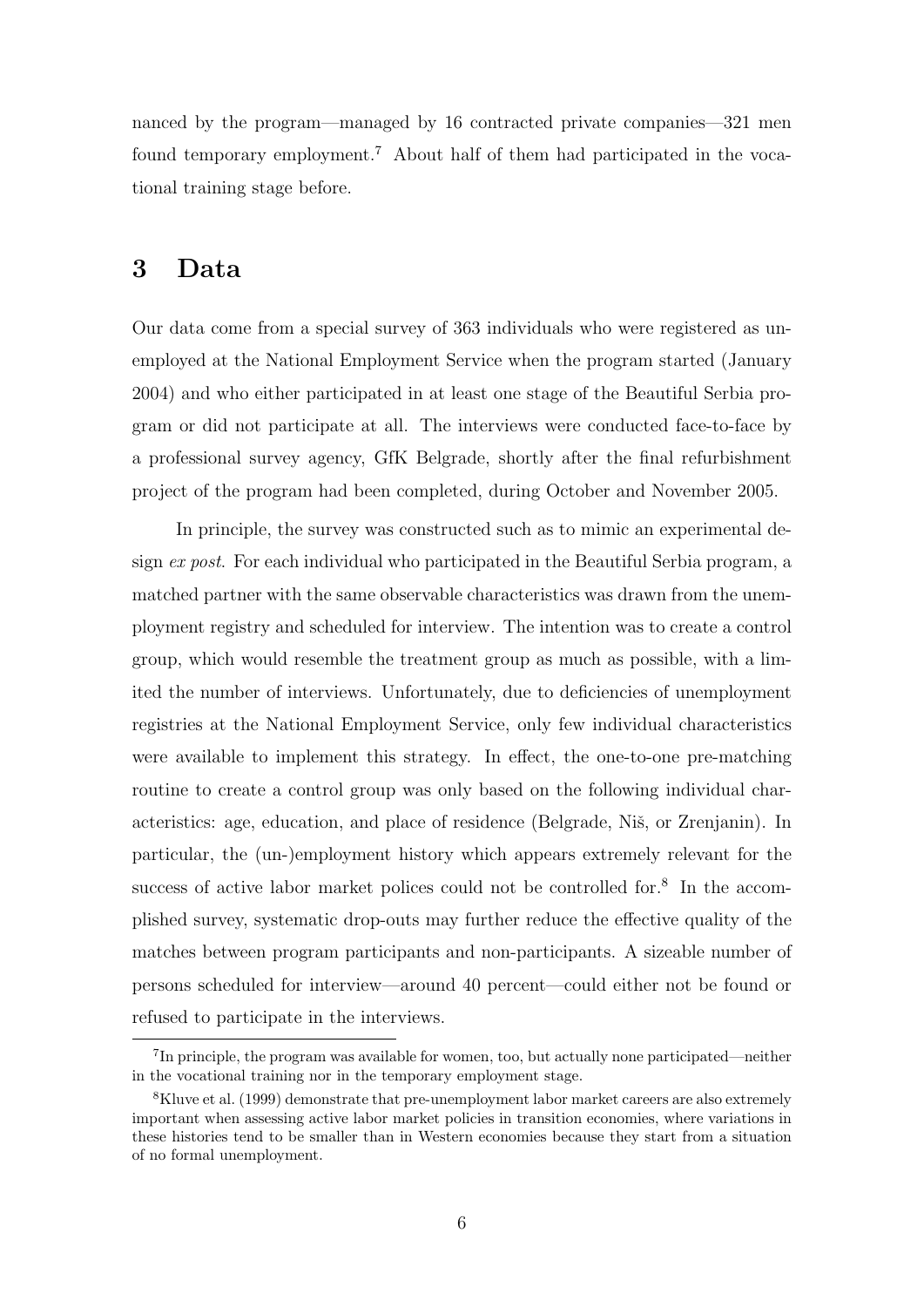nanced by the program—managed by 16 contracted private companies—321 men found temporary employment.[7] About half of them had participated in the vocational training stage before.

# 3 Data

Our data come from a special survey of 363 individuals who were registered as unemployed at the National Employment Service when the program started (January 2004) and who either participated in at least one stage of the Beautiful Serbia program or did not participate at all. The interviews were conducted face-to-face by a professional survey agency, GfK Belgrade, shortly after the final refurbishment project of the program had been completed, during October and November 2005.

In principle, the survey was constructed such as to mimic an experimental design *ex post*. For each individual who participated in the Beautiful Serbia program, a matched partner with the same observable characteristics was drawn from the unemployment registry and scheduled for interview. The intention was to create a control group, which would resemble the treatment group as much as possible, with a limited the number of interviews. Unfortunately, due to deficiencies of unemployment registries at the National Employment Service, only few individual characteristics were available to implement this strategy. In effect, the one-to-one pre-matching routine to create a control group was only based on the following individual characteristics: age, education, and place of residence (Belgrade, Niš, or Zrenjanin). In particular, the (un-)employment history which appears extremely relevant for the success of active labor market polices could not be controlled for.[8] In the accomplished survey, systematic drop-outs may further reduce the effective quality of the matches between program participants and non-participants. A sizeable number of persons scheduled for interview—around 40 percent—could either not be found or refused to participate in the interviews.

[7] In principle, the program was available for women, too, but actually none participated—neither in the vocational training nor in the temporary employment stage.

[8] Kluve et al. (1999) demonstrate that pre-unemployment labor market careers are also extremely important when assessing active labor market policies in transition economies, where variations in these histories tend to be smaller than in Western economies because they start from a situation of no formal unemployment.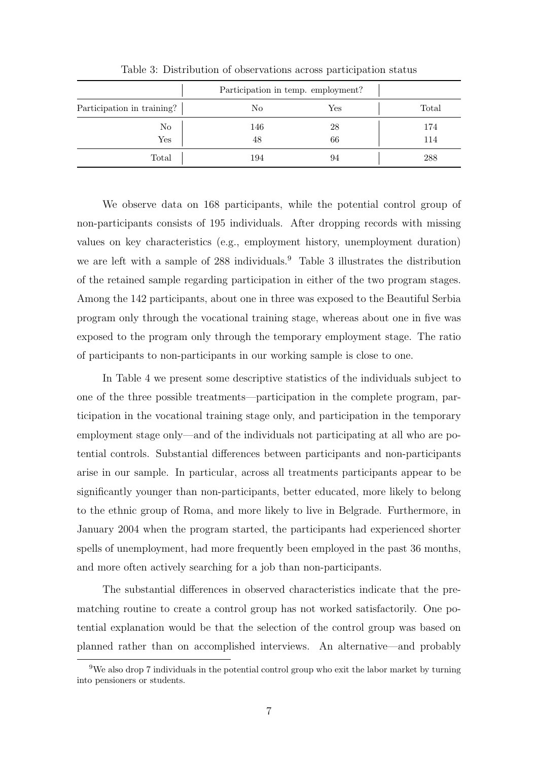Table 3: Distribution of observations across participation status

| | Participation in temp. employment? | | |
|---|---|---|---|
| Participation in training? | No | Yes | Total |
| No | 146 | 28 | 174 |
| Yes | 48 | 66 | 114 |
| Total | 194 | 94 | 288 |

We observe data on 168 participants, while the potential control group of non-participants consists of 195 individuals. After dropping records with missing values on key characteristics (e.g., employment history, unemployment duration) we are left with a sample of 288 individuals.[9] Table 3 illustrates the distribution of the retained sample regarding participation in either of the two program stages. Among the 142 participants, about one in three was exposed to the Beautiful Serbia program only through the vocational training stage, whereas about one in five was exposed to the program only through the temporary employment stage. The ratio of participants to non-participants in our working sample is close to one.

In Table 4 we present some descriptive statistics of the individuals subject to one of the three possible treatments—participation in the complete program, participation in the vocational training stage only, and participation in the temporary employment stage only—and of the individuals not participating at all who are potential controls. Substantial differences between participants and non-participants arise in our sample. In particular, across all treatments participants appear to be significantly younger than non-participants, better educated, more likely to belong to the ethnic group of Roma, and more likely to live in Belgrade. Furthermore, in January 2004 when the program started, the participants had experienced shorter spells of unemployment, had more frequently been employed in the past 36 months, and more often actively searching for a job than non-participants.

The substantial differences in observed characteristics indicate that the pre-matching routine to create a control group has not worked satisfactorily. One potential explanation would be that the selection of the control group was based on planned rather than on accomplished interviews. An alternative—and probably

[9] We also drop 7 individuals in the potential control group who exit the labor market by turning into pensioners or students.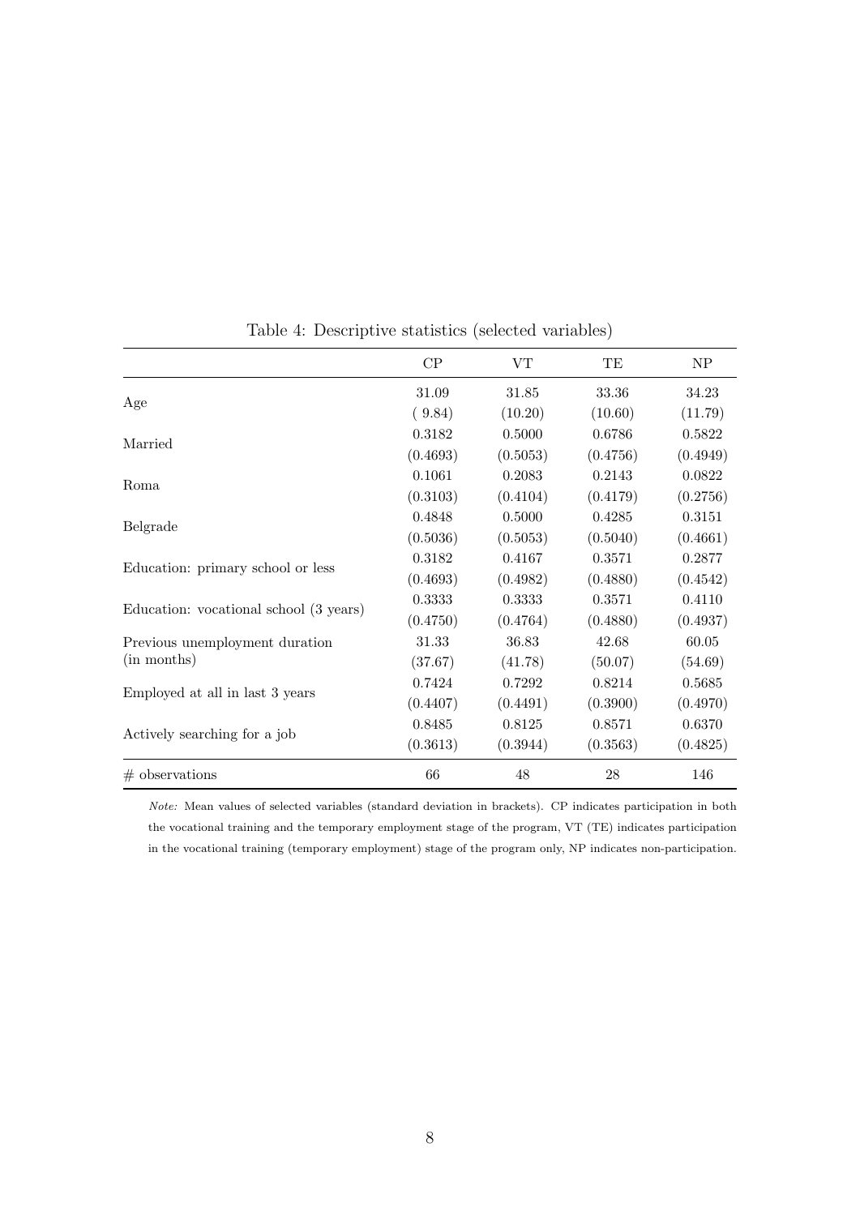Table 4: Descriptive statistics (selected variables)

| | CP | VT | TE | NP |
|---|---|---|---|---|
| Age | 31.09 | 31.85 | 33.36 | 34.23 |
| | ( 9.84) | (10.20) | (10.60) | (11.79) |
| Married | 0.3182 | 0.5000 | 0.6786 | 0.5822 |
| | (0.4693) | (0.5053) | (0.4756) | (0.4949) |
| Roma | 0.1061 | 0.2083 | 0.2143 | 0.0822 |
| | (0.3103) | (0.4104) | (0.4179) | (0.2756) |
| Belgrade | 0.4848 | 0.5000 | 0.4285 | 0.3151 |
| | (0.5036) | (0.5053) | (0.5040) | (0.4661) |
| Education: primary school or less | 0.3182 | 0.4167 | 0.3571 | 0.2877 |
| | (0.4693) | (0.4982) | (0.4880) | (0.4542) |
| Education: vocational school (3 years) | 0.3333 | 0.3333 | 0.3571 | 0.4110 |
| | (0.4750) | (0.4764) | (0.4880) | (0.4937) |
| Previous unemployment duration | 31.33 | 36.83 | 42.68 | 60.05 |
| (in months) | (37.67) | (41.78) | (50.07) | (54.69) |
| Employed at all in last 3 years | 0.7424 | 0.7292 | 0.8214 | 0.5685 |
| | (0.4407) | (0.4491) | (0.3900) | (0.4970) |
| Actively searching for a job | 0.8485 | 0.8125 | 0.8571 | 0.6370 |
| | (0.3613) | (0.3944) | (0.3563) | (0.4825) |
| # observations | 66 | 48 | 28 | 146 |

*Note:* Mean values of selected variables (standard deviation in brackets). CP indicates participation in both the vocational training and the temporary employment stage of the program, VT (TE) indicates participation in the vocational training (temporary employment) stage of the program only, NP indicates non-participation.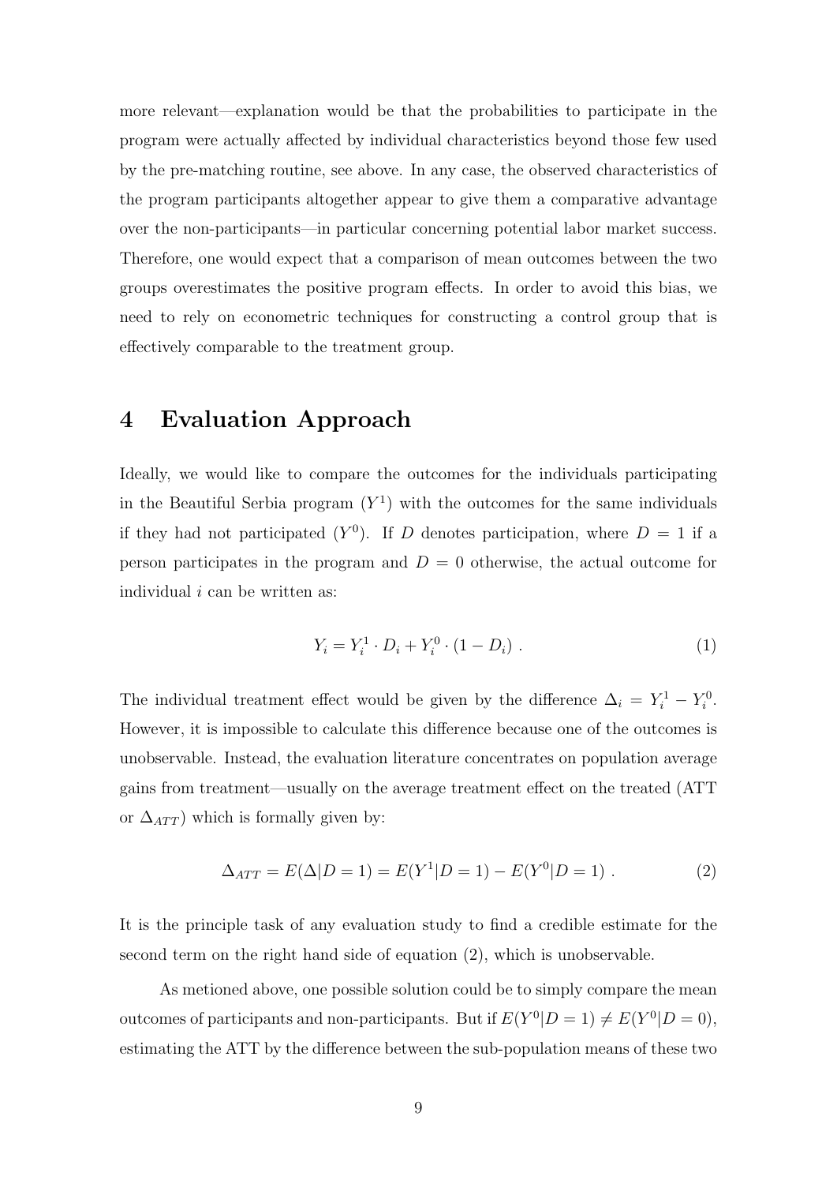more relevant—explanation would be that the probabilities to participate in the program were actually affected by individual characteristics beyond those few used by the pre-matching routine, see above. In any case, the observed characteristics of the program participants altogether appear to give them a comparative advantage over the non-participants—in particular concerning potential labor market success. Therefore, one would expect that a comparison of mean outcomes between the two groups overestimates the positive program effects. In order to avoid this bias, we need to rely on econometric techniques for constructing a control group that is effectively comparable to the treatment group.

# 4 Evaluation Approach

Ideally, we would like to compare the outcomes for the individuals participating in the Beautiful Serbia program ($Y^1$) with the outcomes for the same individuals if they had not participated ($Y^0$). If $D$ denotes participation, where $D = 1$ if a person participates in the program and $D = 0$ otherwise, the actual outcome for individual $i$ can be written as:

$$Y_i = Y_i^1 \cdot D_i + Y_i^0 \cdot (1 - D_i) \; . \tag{1}$$

The individual treatment effect would be given by the difference $\Delta_i = Y_i^1 - Y_i^0$. However, it is impossible to calculate this difference because one of the outcomes is unobservable. Instead, the evaluation literature concentrates on population average gains from treatment—usually on the average treatment effect on the treated (ATT or $\Delta_{ATT}$) which is formally given by:

$$\Delta_{ATT} = E(\Delta|D = 1) = E(Y^1|D = 1) - E(Y^0|D = 1) \; . \tag{2}$$

It is the principle task of any evaluation study to find a credible estimate for the second term on the right hand side of equation (2), which is unobservable.

As metioned above, one possible solution could be to simply compare the mean outcomes of participants and non-participants. But if $E(Y^0|D = 1) \neq E(Y^0|D = 0)$, estimating the ATT by the difference between the sub-population means of these two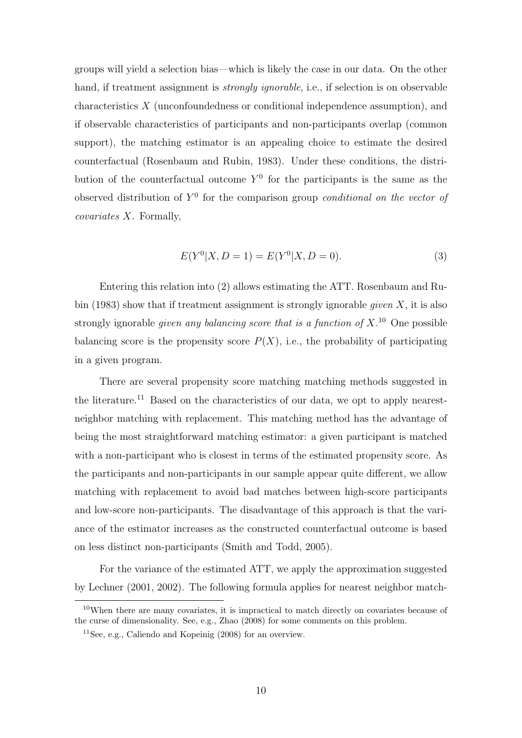groups will yield a selection bias—which is likely the case in our data. On the other hand, if treatment assignment is *strongly ignorable*, i.e., if selection is on observable characteristics $X$ (unconfoundedness or conditional independence assumption), and if observable characteristics of participants and non-participants overlap (common support), the matching estimator is an appealing choice to estimate the desired counterfactual (Rosenbaum and Rubin, 1983). Under these conditions, the distribution of the counterfactual outcome $Y^0$ for the participants is the same as the observed distribution of $Y^0$ for the comparison group *conditional on the vector of covariates* $X$. Formally,

$$E(Y^0|X, D = 1) = E(Y^0|X, D = 0). \tag{3}$$

Entering this relation into (2) allows estimating the ATT. Rosenbaum and Rubin (1983) show that if treatment assignment is strongly ignorable *given* $X$, it is also strongly ignorable *given any balancing score that is a function of* $X$.[10] One possible balancing score is the propensity score $P(X)$, i.e., the probability of participating in a given program.

There are several propensity score matching matching methods suggested in the literature.[11] Based on the characteristics of our data, we opt to apply nearest-neighbor matching with replacement. This matching method has the advantage of being the most straightforward matching estimator: a given participant is matched with a non-participant who is closest in terms of the estimated propensity score. As the participants and non-participants in our sample appear quite different, we allow matching with replacement to avoid bad matches between high-score participants and low-score non-participants. The disadvantage of this approach is that the variance of the estimator increases as the constructed counterfactual outcome is based on less distinct non-participants (Smith and Todd, 2005).

For the variance of the estimated ATT, we apply the approximation suggested by Lechner (2001, 2002). The following formula applies for nearest neighbor match-

---

[10] When there are many covariates, it is impractical to match directly on covariates because of the curse of dimensionality. See, e.g., Zhao (2008) for some comments on this problem.

[11] See, e.g., Caliendo and Kopeinig (2008) for an overview.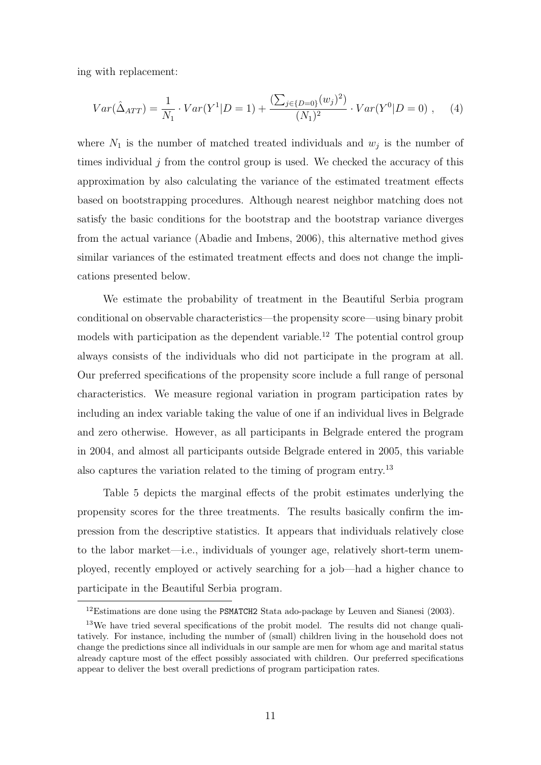ing with replacement:

$$Var(\hat{\Delta}_{ATT}) = \frac{1}{N_1} \cdot Var(Y^1|D=1) + \frac{(\sum_{j \in \{D=0\}} (w_j)^2)}{(N_1)^2} \cdot Var(Y^0|D=0) \ , \qquad (4)$$

where $N_1$ is the number of matched treated individuals and $w_j$ is the number of times individual $j$ from the control group is used. We checked the accuracy of this approximation by also calculating the variance of the estimated treatment effects based on bootstrapping procedures. Although nearest neighbor matching does not satisfy the basic conditions for the bootstrap and the bootstrap variance diverges from the actual variance (Abadie and Imbens, 2006), this alternative method gives similar variances of the estimated treatment effects and does not change the implications presented below.

We estimate the probability of treatment in the Beautiful Serbia program conditional on observable characteristics—the propensity score—using binary probit models with participation as the dependent variable.[12] The potential control group always consists of the individuals who did not participate in the program at all. Our preferred specifications of the propensity score include a full range of personal characteristics. We measure regional variation in program participation rates by including an index variable taking the value of one if an individual lives in Belgrade and zero otherwise. However, as all participants in Belgrade entered the program in 2004, and almost all participants outside Belgrade entered in 2005, this variable also captures the variation related to the timing of program entry.[13]

Table 5 depicts the marginal effects of the probit estimates underlying the propensity scores for the three treatments. The results basically confirm the impression from the descriptive statistics. It appears that individuals relatively close to the labor market—i.e., individuals of younger age, relatively short-term unemployed, recently employed or actively searching for a job—had a higher chance to participate in the Beautiful Serbia program.

---

[12] Estimations are done using the `PSMATCH2` Stata ado-package by Leuven and Sianesi (2003).

[13] We have tried several specifications of the probit model. The results did not change qualitatively. For instance, including the number of (small) children living in the household does not change the predictions since all individuals in our sample are men for whom age and marital status already capture most of the effect possibly associated with children. Our preferred specifications appear to deliver the best overall predictions of program participation rates.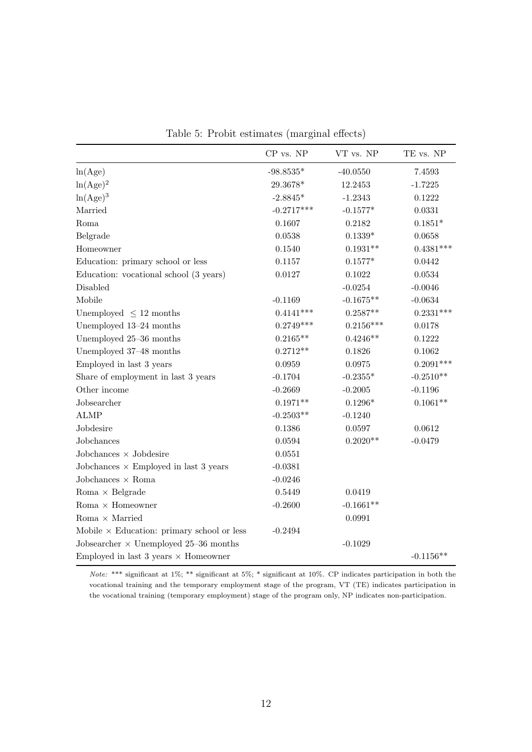Table 5: Probit estimates (marginal effects)

| | CP vs. NP | VT vs. NP | TE vs. NP |
|---|---|---|---|
| ln(Age) | -98.8535* | -40.0550 | 7.4593 |
| $\ln(\text{Age})^2$ | 29.3678* | 12.2453 | -1.7225 |
| $\ln(\text{Age})^3$ | -2.8845* | -1.2343 | 0.1222 |
| Married | -0.2717*** | -0.1577* | 0.0331 |
| Roma | 0.1607 | 0.2182 | 0.1851* |
| Belgrade | 0.0538 | 0.1339* | 0.0658 |
| Homeowner | 0.1540 | 0.1931** | 0.4381*** |
| Education: primary school or less | 0.1157 | 0.1577* | 0.0442 |
| Education: vocational school (3 years) | 0.0127 | 0.1022 | 0.0534 |
| Disabled | | -0.0254 | -0.0046 |
| Mobile | -0.1169 | -0.1675** | -0.0634 |
| Unemployed $\leq$ 12 months | 0.4141*** | 0.2587** | 0.2331*** |
| Unemployed 13–24 months | 0.2749*** | 0.2156*** | 0.0178 |
| Unemployed 25–36 months | 0.2165** | 0.4246** | 0.1222 |
| Unemployed 37–48 months | 0.2712** | 0.1826 | 0.1062 |
| Employed in last 3 years | 0.0959 | 0.0975 | 0.2091*** |
| Share of employment in last 3 years | -0.1704 | -0.2355* | -0.2510** |
| Other income | -0.2669 | -0.2005 | -0.1196 |
| Jobsearcher | 0.1971** | 0.1296* | 0.1061** |
| ALMP | -0.2503** | -0.1240 | |
| Jobdesire | 0.1386 | 0.0597 | 0.0612 |
| Jobchances | 0.0594 | 0.2020** | -0.0479 |
| Jobchances × Jobdesire | 0.0551 | | |
| Jobchances × Employed in last 3 years | -0.0381 | | |
| Jobchances × Roma | -0.0246 | | |
| Roma × Belgrade | 0.5449 | 0.0419 | |
| Roma × Homeowner | -0.2600 | -0.1661** | |
| Roma × Married | | 0.0991 | |
| Mobile × Education: primary school or less | -0.2494 | | |
| Jobsearcher × Unemployed 25–36 months | | -0.1029 | |
| Employed in last 3 years × Homeowner | | | -0.1156** |

*Note:* *** significant at 1%; ** significant at 5%; * significant at 10%. CP indicates participation in both the vocational training and the temporary employment stage of the program, VT (TE) indicates participation in the vocational training (temporary employment) stage of the program only, NP indicates non-participation.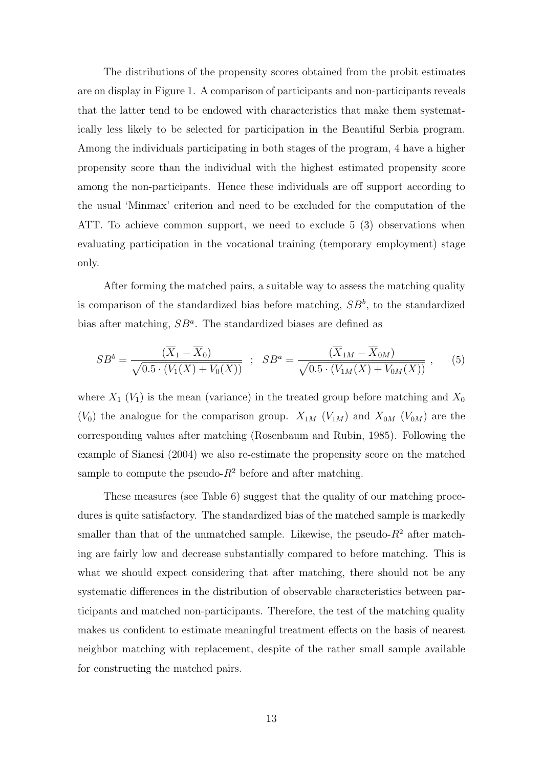The distributions of the propensity scores obtained from the probit estimates are on display in Figure 1. A comparison of participants and non-participants reveals that the latter tend to be endowed with characteristics that make them systematically less likely to be selected for participation in the Beautiful Serbia program. Among the individuals participating in both stages of the program, 4 have a higher propensity score than the individual with the highest estimated propensity score among the non-participants. Hence these individuals are off support according to the usual 'Minmax' criterion and need to be excluded for the computation of the ATT. To achieve common support, we need to exclude 5 (3) observations when evaluating participation in the vocational training (temporary employment) stage only.

After forming the matched pairs, a suitable way to assess the matching quality is comparison of the standardized bias before matching, $SB^b$, to the standardized bias after matching, $SB^a$. The standardized biases are defined as

$$SB^b = \frac{(\overline{X}_1 - \overline{X}_0)}{\sqrt{0.5 \cdot (V_1(X) + V_0(X))}} \quad ; \quad SB^a = \frac{(\overline{X}_{1M} - \overline{X}_{0M})}{\sqrt{0.5 \cdot (V_{1M}(X) + V_{0M}(X))}} \ , \qquad (5)$$

where $X_1$ ($V_1$) is the mean (variance) in the treated group before matching and $X_0$ ($V_0$) the analogue for the comparison group. $X_{1M}$ ($V_{1M}$) and $X_{0M}$ ($V_{0M}$) are the corresponding values after matching (Rosenbaum and Rubin, 1985). Following the example of Sianesi (2004) we also re-estimate the propensity score on the matched sample to compute the pseudo-$R^2$ before and after matching.

These measures (see Table 6) suggest that the quality of our matching procedures is quite satisfactory. The standardized bias of the matched sample is markedly smaller than that of the unmatched sample. Likewise, the pseudo-$R^2$ after matching are fairly low and decrease substantially compared to before matching. This is what we should expect considering that after matching, there should not be any systematic differences in the distribution of observable characteristics between participants and matched non-participants. Therefore, the test of the matching quality makes us confident to estimate meaningful treatment effects on the basis of nearest neighbor matching with replacement, despite of the rather small sample available for constructing the matched pairs.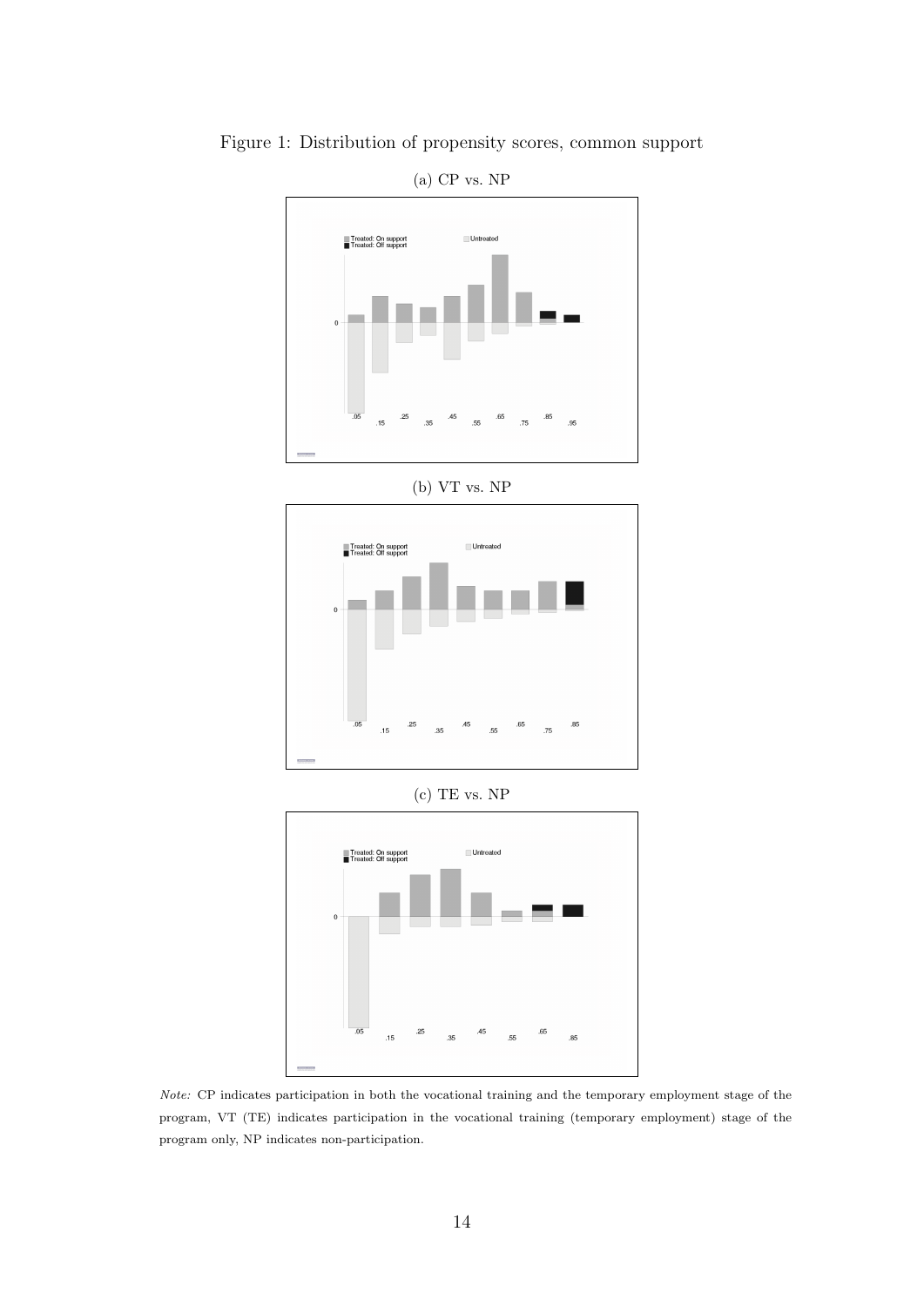Figure 1: Distribution of propensity scores, common support

(a) CP vs. NP

(b) VT vs. NP

(c) TE vs. NP

*Note:* CP indicates participation in both the vocational training and the temporary employment stage of the program, VT (TE) indicates participation in the vocational training (temporary employment) stage of the program only, NP indicates non-participation.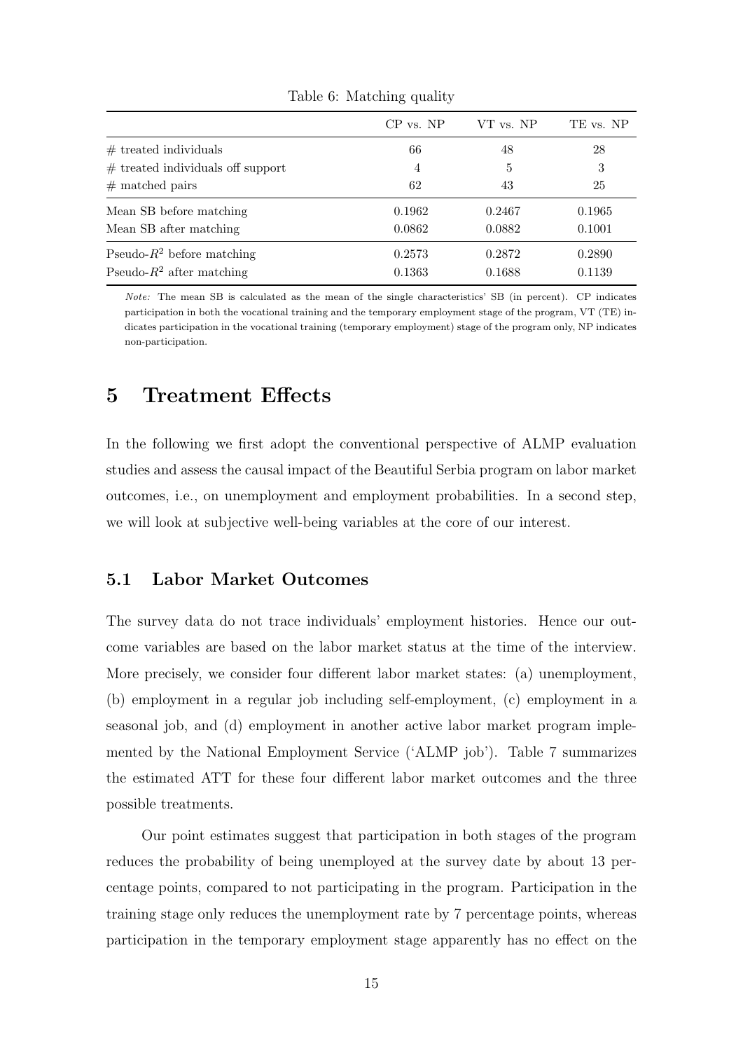Table 6: Matching quality

| | CP vs. NP | VT vs. NP | TE vs. NP |
|---|---|---|---|
| # treated individuals | 66 | 48 | 28 |
| # treated individuals off support | 4 | 5 | 3 |
| # matched pairs | 62 | 43 | 25 |
| Mean SB before matching | 0.1962 | 0.2467 | 0.1965 |
| Mean SB after matching | 0.0862 | 0.0882 | 0.1001 |
| Pseudo-$R^2$ before matching | 0.2573 | 0.2872 | 0.2890 |
| Pseudo-$R^2$ after matching | 0.1363 | 0.1688 | 0.1139 |

*Note:* The mean SB is calculated as the mean of the single characteristics' SB (in percent). CP indicates participation in both the vocational training and the temporary employment stage of the program, VT (TE) indicates participation in the vocational training (temporary employment) stage of the program only, NP indicates non-participation.

# 5 Treatment Effects

In the following we first adopt the conventional perspective of ALMP evaluation studies and assess the causal impact of the Beautiful Serbia program on labor market outcomes, i.e., on unemployment and employment probabilities. In a second step, we will look at subjective well-being variables at the core of our interest.

## 5.1 Labor Market Outcomes

The survey data do not trace individuals' employment histories. Hence our outcome variables are based on the labor market status at the time of the interview. More precisely, we consider four different labor market states: (a) unemployment, (b) employment in a regular job including self-employment, (c) employment in a seasonal job, and (d) employment in another active labor market program implemented by the National Employment Service ('ALMP job'). Table 7 summarizes the estimated ATT for these four different labor market outcomes and the three possible treatments.

Our point estimates suggest that participation in both stages of the program reduces the probability of being unemployed at the survey date by about 13 percentage points, compared to not participating in the program. Participation in the training stage only reduces the unemployment rate by 7 percentage points, whereas participation in the temporary employment stage apparently has no effect on the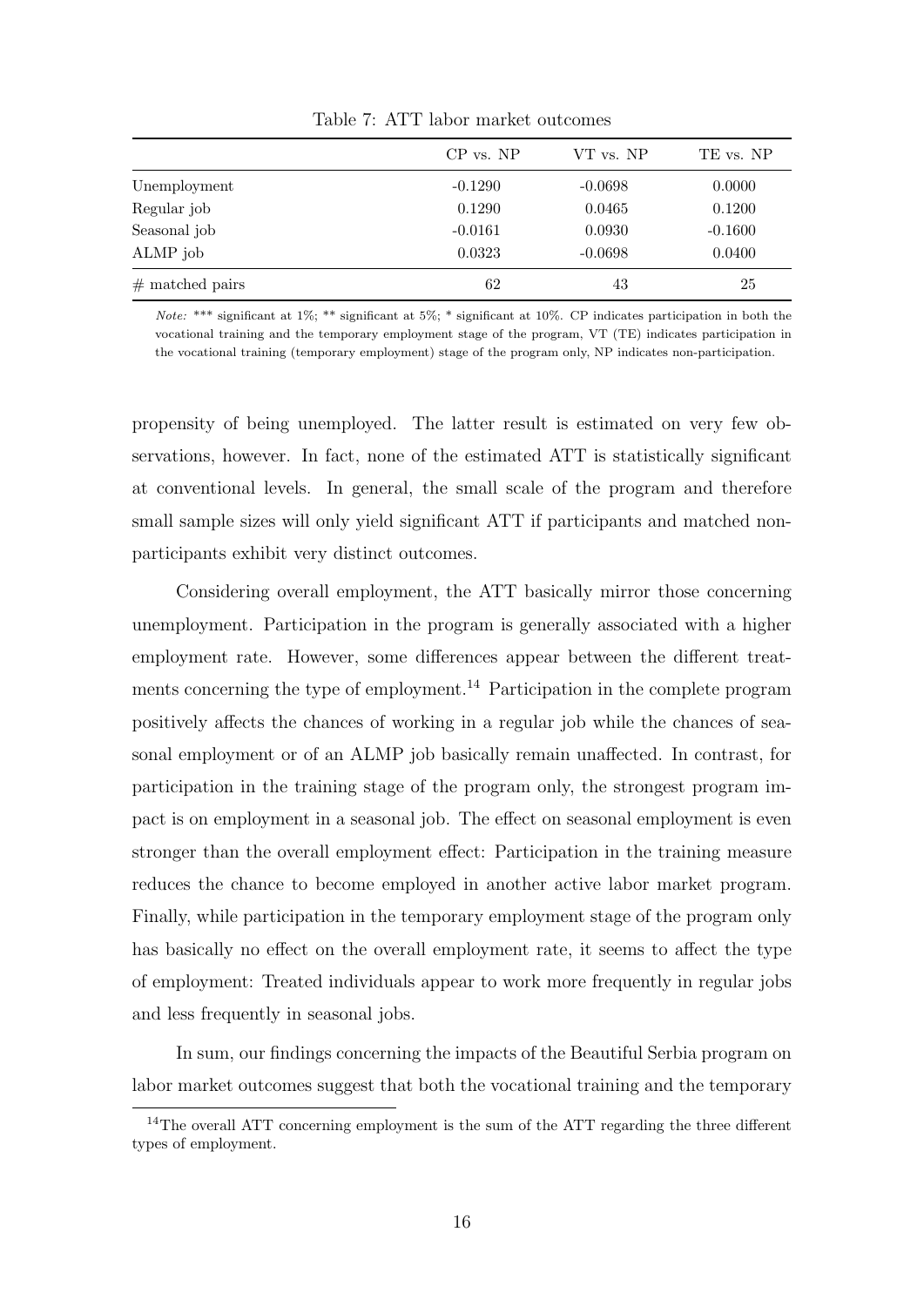Table 7: ATT labor market outcomes

| | CP vs. NP | VT vs. NP | TE vs. NP |
|---|---|---|---|
| Unemployment | -0.1290 | -0.0698 | 0.0000 |
| Regular job | 0.1290 | 0.0465 | 0.1200 |
| Seasonal job | -0.0161 | 0.0930 | -0.1600 |
| ALMP job | 0.0323 | -0.0698 | 0.0400 |
| # matched pairs | 62 | 43 | 25 |

*Note:* *** significant at 1%; ** significant at 5%; * significant at 10%. CP indicates participation in both the vocational training and the temporary employment stage of the program, VT (TE) indicates participation in the vocational training (temporary employment) stage of the program only, NP indicates non-participation.

propensity of being unemployed. The latter result is estimated on very few observations, however. In fact, none of the estimated ATT is statistically significant at conventional levels. In general, the small scale of the program and therefore small sample sizes will only yield significant ATT if participants and matched non-participants exhibit very distinct outcomes.

Considering overall employment, the ATT basically mirror those concerning unemployment. Participation in the program is generally associated with a higher employment rate. However, some differences appear between the different treatments concerning the type of employment.[14] Participation in the complete program positively affects the chances of working in a regular job while the chances of seasonal employment or of an ALMP job basically remain unaffected. In contrast, for participation in the training stage of the program only, the strongest program impact is on employment in a seasonal job. The effect on seasonal employment is even stronger than the overall employment effect: Participation in the training measure reduces the chance to become employed in another active labor market program. Finally, while participation in the temporary employment stage of the program only has basically no effect on the overall employment rate, it seems to affect the type of employment: Treated individuals appear to work more frequently in regular jobs and less frequently in seasonal jobs.

In sum, our findings concerning the impacts of the Beautiful Serbia program on labor market outcomes suggest that both the vocational training and the temporary

[14] The overall ATT concerning employment is the sum of the ATT regarding the three different types of employment.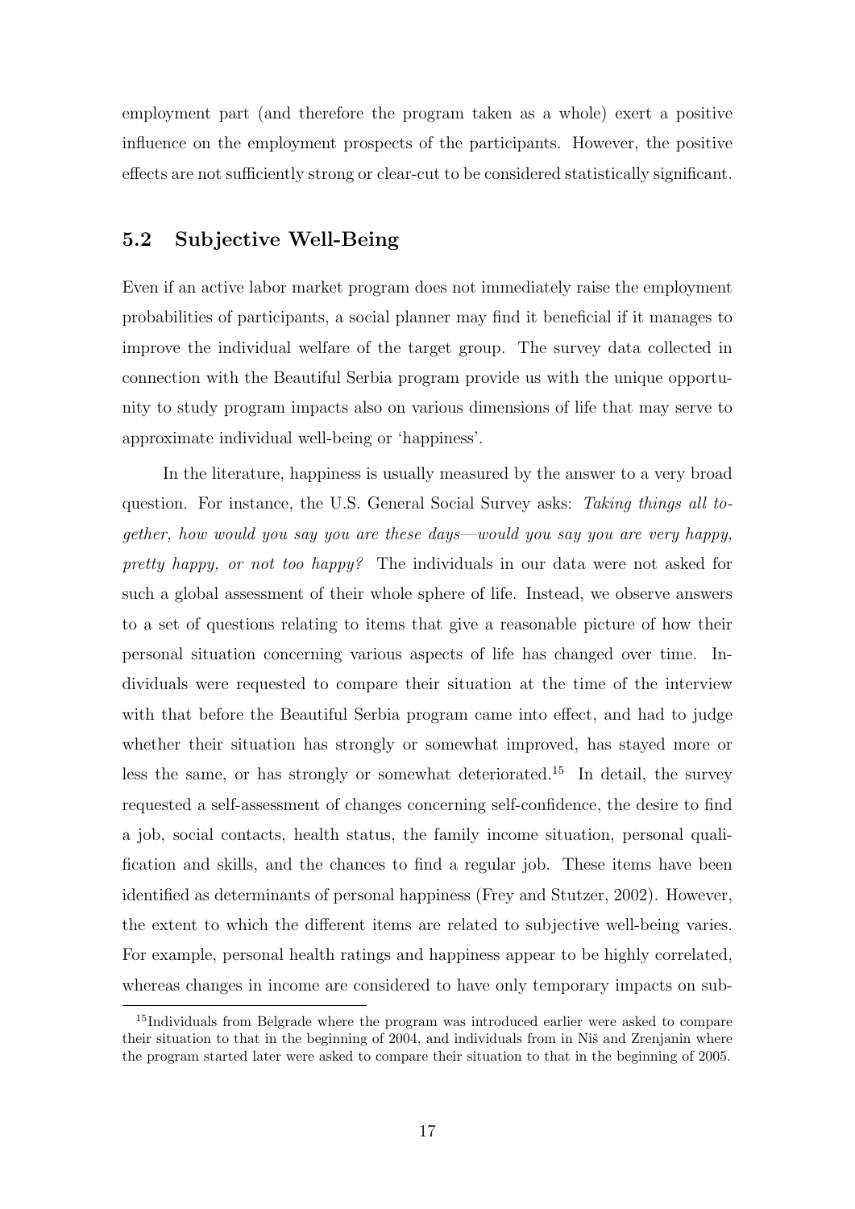employment part (and therefore the program taken as a whole) exert a positive influence on the employment prospects of the participants. However, the positive effects are not sufficiently strong or clear-cut to be considered statistically significant.

## 5.2 Subjective Well-Being

Even if an active labor market program does not immediately raise the employment probabilities of participants, a social planner may find it beneficial if it manages to improve the individual welfare of the target group. The survey data collected in connection with the Beautiful Serbia program provide us with the unique opportunity to study program impacts also on various dimensions of life that may serve to approximate individual well-being or 'happiness'.

In the literature, happiness is usually measured by the answer to a very broad question. For instance, the U.S. General Social Survey asks: *Taking things all together, how would you say you are these days—would you say you are very happy, pretty happy, or not too happy?* The individuals in our data were not asked for such a global assessment of their whole sphere of life. Instead, we observe answers to a set of questions relating to items that give a reasonable picture of how their personal situation concerning various aspects of life has changed over time. Individuals were requested to compare their situation at the time of the interview with that before the Beautiful Serbia program came into effect, and had to judge whether their situation has strongly or somewhat improved, has stayed more or less the same, or has strongly or somewhat deteriorated.[15] In detail, the survey requested a self-assessment of changes concerning self-confidence, the desire to find a job, social contacts, health status, the family income situation, personal qualification and skills, and the chances to find a regular job. These items have been identified as determinants of personal happiness (Frey and Stutzer, 2002). However, the extent to which the different items are related to subjective well-being varies. For example, personal health ratings and happiness appear to be highly correlated, whereas changes in income are considered to have only temporary impacts on sub-

[15]Individuals from Belgrade where the program was introduced earlier were asked to compare their situation to that in the beginning of 2004, and individuals from in Niš and Zrenjanin where the program started later were asked to compare their situation to that in the beginning of 2005.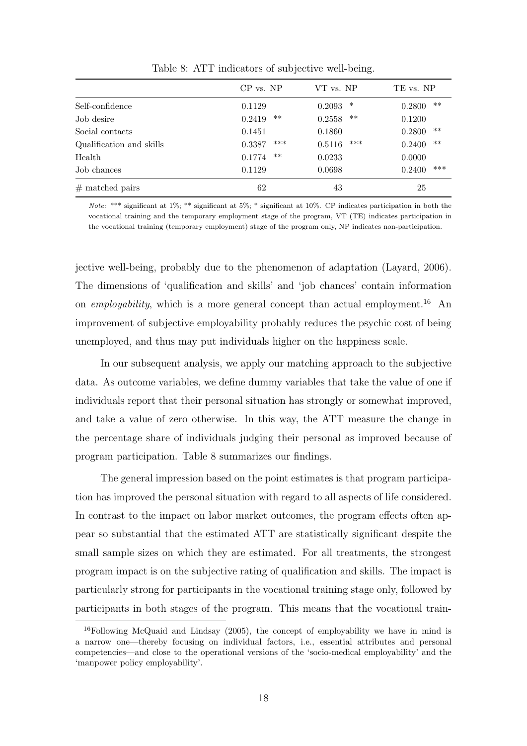Table 8: ATT indicators of subjective well-being.

| | CP vs. NP | VT vs. NP | TE vs. NP |
|---|---|---|---|
| Self-confidence | 0.1129 | 0.2093 * | 0.2800 ** |
| Job desire | 0.2419 ** | 0.2558 ** | 0.1200 |
| Social contacts | 0.1451 | 0.1860 | 0.2800 ** |
| Qualification and skills | 0.3387 *** | 0.5116 *** | 0.2400 ** |
| Health | 0.1774 ** | 0.0233 | 0.0000 |
| Job chances | 0.1129 | 0.0698 | 0.2400 *** |
| # matched pairs | 62 | 43 | 25 |

*Note:* *** significant at 1%; ** significant at 5%; * significant at 10%. CP indicates participation in both the vocational training and the temporary employment stage of the program, VT (TE) indicates participation in the vocational training (temporary employment) stage of the program only, NP indicates non-participation.

jective well-being, probably due to the phenomenon of adaptation (Layard, 2006). The dimensions of 'qualification and skills' and 'job chances' contain information on *employability*, which is a more general concept than actual employment.[16] An improvement of subjective employability probably reduces the psychic cost of being unemployed, and thus may put individuals higher on the happiness scale.

In our subsequent analysis, we apply our matching approach to the subjective data. As outcome variables, we define dummy variables that take the value of one if individuals report that their personal situation has strongly or somewhat improved, and take a value of zero otherwise. In this way, the ATT measure the change in the percentage share of individuals judging their personal as improved because of program participation. Table 8 summarizes our findings.

The general impression based on the point estimates is that program participation has improved the personal situation with regard to all aspects of life considered. In contrast to the impact on labor market outcomes, the program effects often appear so substantial that the estimated ATT are statistically significant despite the small sample sizes on which they are estimated. For all treatments, the strongest program impact is on the subjective rating of qualification and skills. The impact is particularly strong for participants in the vocational training stage only, followed by participants in both stages of the program. This means that the vocational train-

[16] Following McQuaid and Lindsay (2005), the concept of employability we have in mind is a narrow one—thereby focusing on individual factors, i.e., essential attributes and personal competencies—and close to the operational versions of the 'socio-medical employability' and the 'manpower policy employability'.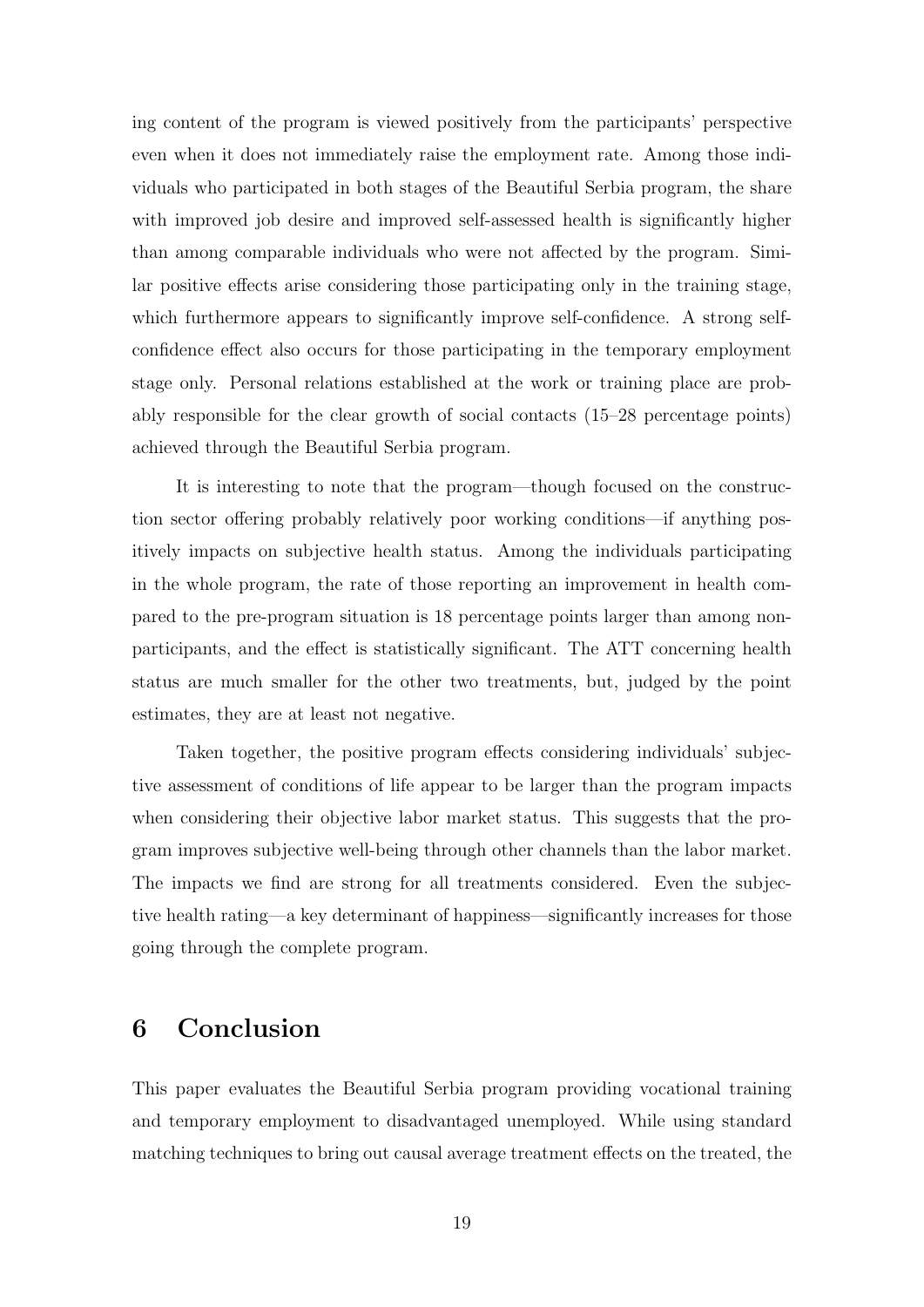ing content of the program is viewed positively from the participants' perspective even when it does not immediately raise the employment rate. Among those individuals who participated in both stages of the Beautiful Serbia program, the share with improved job desire and improved self-assessed health is significantly higher than among comparable individuals who were not affected by the program. Similar positive effects arise considering those participating only in the training stage, which furthermore appears to significantly improve self-confidence. A strong self-confidence effect also occurs for those participating in the temporary employment stage only. Personal relations established at the work or training place are probably responsible for the clear growth of social contacts (15–28 percentage points) achieved through the Beautiful Serbia program.

It is interesting to note that the program—though focused on the construction sector offering probably relatively poor working conditions—if anything positively impacts on subjective health status. Among the individuals participating in the whole program, the rate of those reporting an improvement in health compared to the pre-program situation is 18 percentage points larger than among non-participants, and the effect is statistically significant. The ATT concerning health status are much smaller for the other two treatments, but, judged by the point estimates, they are at least not negative.

Taken together, the positive program effects considering individuals' subjective assessment of conditions of life appear to be larger than the program impacts when considering their objective labor market status. This suggests that the program improves subjective well-being through other channels than the labor market. The impacts we find are strong for all treatments considered. Even the subjective health rating—a key determinant of happiness—significantly increases for those going through the complete program.

# 6 Conclusion

This paper evaluates the Beautiful Serbia program providing vocational training and temporary employment to disadvantaged unemployed. While using standard matching techniques to bring out causal average treatment effects on the treated, the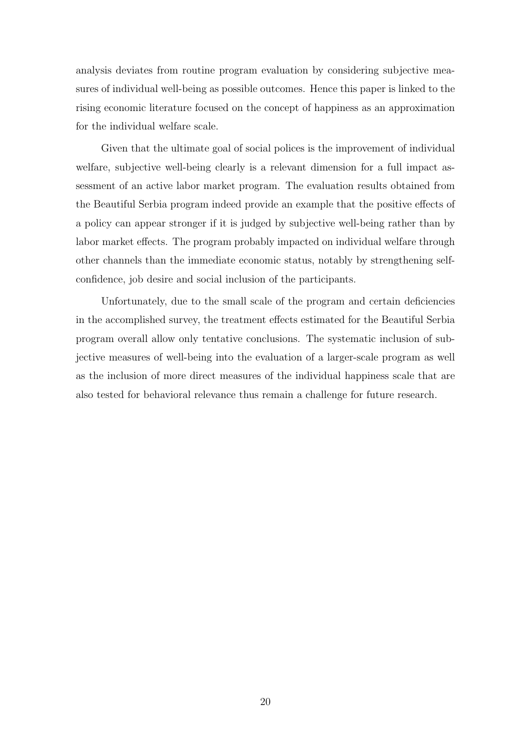analysis deviates from routine program evaluation by considering subjective measures of individual well-being as possible outcomes. Hence this paper is linked to the rising economic literature focused on the concept of happiness as an approximation for the individual welfare scale.

Given that the ultimate goal of social polices is the improvement of individual welfare, subjective well-being clearly is a relevant dimension for a full impact assessment of an active labor market program. The evaluation results obtained from the Beautiful Serbia program indeed provide an example that the positive effects of a policy can appear stronger if it is judged by subjective well-being rather than by labor market effects. The program probably impacted on individual welfare through other channels than the immediate economic status, notably by strengthening self-confidence, job desire and social inclusion of the participants.

Unfortunately, due to the small scale of the program and certain deficiencies in the accomplished survey, the treatment effects estimated for the Beautiful Serbia program overall allow only tentative conclusions. The systematic inclusion of subjective measures of well-being into the evaluation of a larger-scale program as well as the inclusion of more direct measures of the individual happiness scale that are also tested for behavioral relevance thus remain a challenge for future research.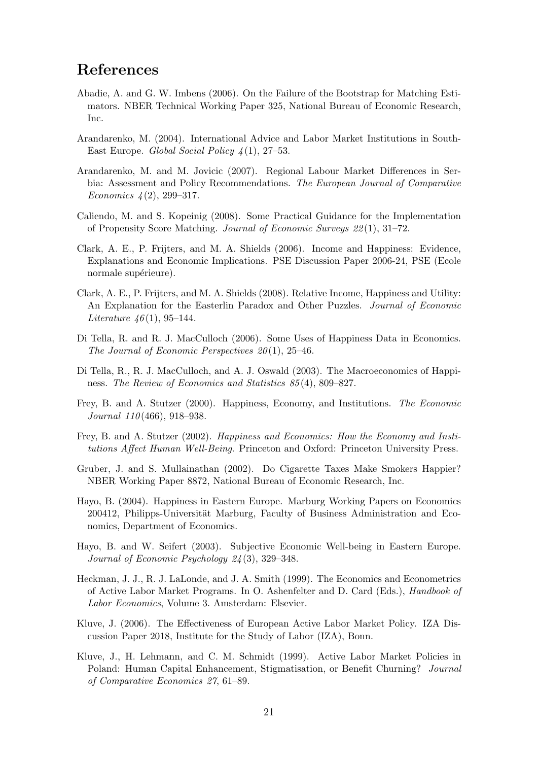# References

Abadie, A. and G. W. Imbens (2006). On the Failure of the Bootstrap for Matching Estimators. NBER Technical Working Paper 325, National Bureau of Economic Research, Inc.

Arandarenko, M. (2004). International Advice and Labor Market Institutions in South-East Europe. *Global Social Policy 4*(1), 27–53.

Arandarenko, M. and M. Jovicic (2007). Regional Labour Market Differences in Serbia: Assessment and Policy Recommendations. *The European Journal of Comparative Economics 4*(2), 299–317.

Caliendo, M. and S. Kopeinig (2008). Some Practical Guidance for the Implementation of Propensity Score Matching. *Journal of Economic Surveys 22*(1), 31–72.

Clark, A. E., P. Frijters, and M. A. Shields (2006). Income and Happiness: Evidence, Explanations and Economic Implications. PSE Discussion Paper 2006-24, PSE (Ecole normale supérieure).

Clark, A. E., P. Frijters, and M. A. Shields (2008). Relative Income, Happiness and Utility: An Explanation for the Easterlin Paradox and Other Puzzles. *Journal of Economic Literature 46*(1), 95–144.

Di Tella, R. and R. J. MacCulloch (2006). Some Uses of Happiness Data in Economics. *The Journal of Economic Perspectives 20*(1), 25–46.

Di Tella, R., R. J. MacCulloch, and A. J. Oswald (2003). The Macroeconomics of Happiness. *The Review of Economics and Statistics 85*(4), 809–827.

Frey, B. and A. Stutzer (2000). Happiness, Economy, and Institutions. *The Economic Journal 110*(466), 918–938.

Frey, B. and A. Stutzer (2002). *Happiness and Economics: How the Economy and Institutions Affect Human Well-Being*. Princeton and Oxford: Princeton University Press.

Gruber, J. and S. Mullainathan (2002). Do Cigarette Taxes Make Smokers Happier? NBER Working Paper 8872, National Bureau of Economic Research, Inc.

Hayo, B. (2004). Happiness in Eastern Europe. Marburg Working Papers on Economics 200412, Philipps-Universität Marburg, Faculty of Business Administration and Economics, Department of Economics.

Hayo, B. and W. Seifert (2003). Subjective Economic Well-being in Eastern Europe. *Journal of Economic Psychology 24*(3), 329–348.

Heckman, J. J., R. J. LaLonde, and J. A. Smith (1999). The Economics and Econometrics of Active Labor Market Programs. In O. Ashenfelter and D. Card (Eds.), *Handbook of Labor Economics*, Volume 3. Amsterdam: Elsevier.

Kluve, J. (2006). The Effectiveness of European Active Labor Market Policy. IZA Discussion Paper 2018, Institute for the Study of Labor (IZA), Bonn.

Kluve, J., H. Lehmann, and C. M. Schmidt (1999). Active Labor Market Policies in Poland: Human Capital Enhancement, Stigmatisation, or Benefit Churning? *Journal of Comparative Economics 27*, 61–89.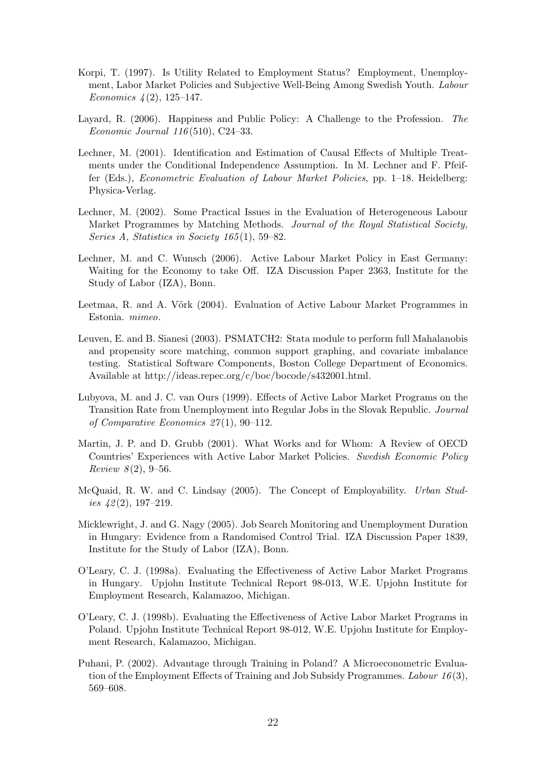Korpi, T. (1997). Is Utility Related to Employment Status? Employment, Unemployment, Labor Market Policies and Subjective Well-Being Among Swedish Youth. *Labour Economics 4*(2), 125–147.

Layard, R. (2006). Happiness and Public Policy: A Challenge to the Profession. *The Economic Journal 116*(510), C24–33.

Lechner, M. (2001). Identification and Estimation of Causal Effects of Multiple Treatments under the Conditional Independence Assumption. In M. Lechner and F. Pfeiffer (Eds.), *Econometric Evaluation of Labour Market Policies*, pp. 1–18. Heidelberg: Physica-Verlag.

Lechner, M. (2002). Some Practical Issues in the Evaluation of Heterogeneous Labour Market Programmes by Matching Methods. *Journal of the Royal Statistical Society, Series A, Statistics in Society 165*(1), 59–82.

Lechner, M. and C. Wunsch (2006). Active Labour Market Policy in East Germany: Waiting for the Economy to take Off. IZA Discussion Paper 2363, Institute for the Study of Labor (IZA), Bonn.

Leetmaa, R. and A. Võrk (2004). Evaluation of Active Labour Market Programmes in Estonia. *mimeo*.

Leuven, E. and B. Sianesi (2003). PSMATCH2: Stata module to perform full Mahalanobis and propensity score matching, common support graphing, and covariate imbalance testing. Statistical Software Components, Boston College Department of Economics. Available at http://ideas.repec.org/c/boc/bocode/s432001.html.

Lubyova, M. and J. C. van Ours (1999). Effects of Active Labor Market Programs on the Transition Rate from Unemployment into Regular Jobs in the Slovak Republic. *Journal of Comparative Economics 27*(1), 90–112.

Martin, J. P. and D. Grubb (2001). What Works and for Whom: A Review of OECD Countries' Experiences with Active Labor Market Policies. *Swedish Economic Policy Review 8*(2), 9–56.

McQuaid, R. W. and C. Lindsay (2005). The Concept of Employability. *Urban Studies 42*(2), 197–219.

Micklewright, J. and G. Nagy (2005). Job Search Monitoring and Unemployment Duration in Hungary: Evidence from a Randomised Control Trial. IZA Discussion Paper 1839, Institute for the Study of Labor (IZA), Bonn.

O'Leary, C. J. (1998a). Evaluating the Effectiveness of Active Labor Market Programs in Hungary. Upjohn Institute Technical Report 98-013, W.E. Upjohn Institute for Employment Research, Kalamazoo, Michigan.

O'Leary, C. J. (1998b). Evaluating the Effectiveness of Active Labor Market Programs in Poland. Upjohn Institute Technical Report 98-012, W.E. Upjohn Institute for Employment Research, Kalamazoo, Michigan.

Puhani, P. (2002). Advantage through Training in Poland? A Microeconometric Evaluation of the Employment Effects of Training and Job Subsidy Programmes. *Labour 16*(3), 569–608.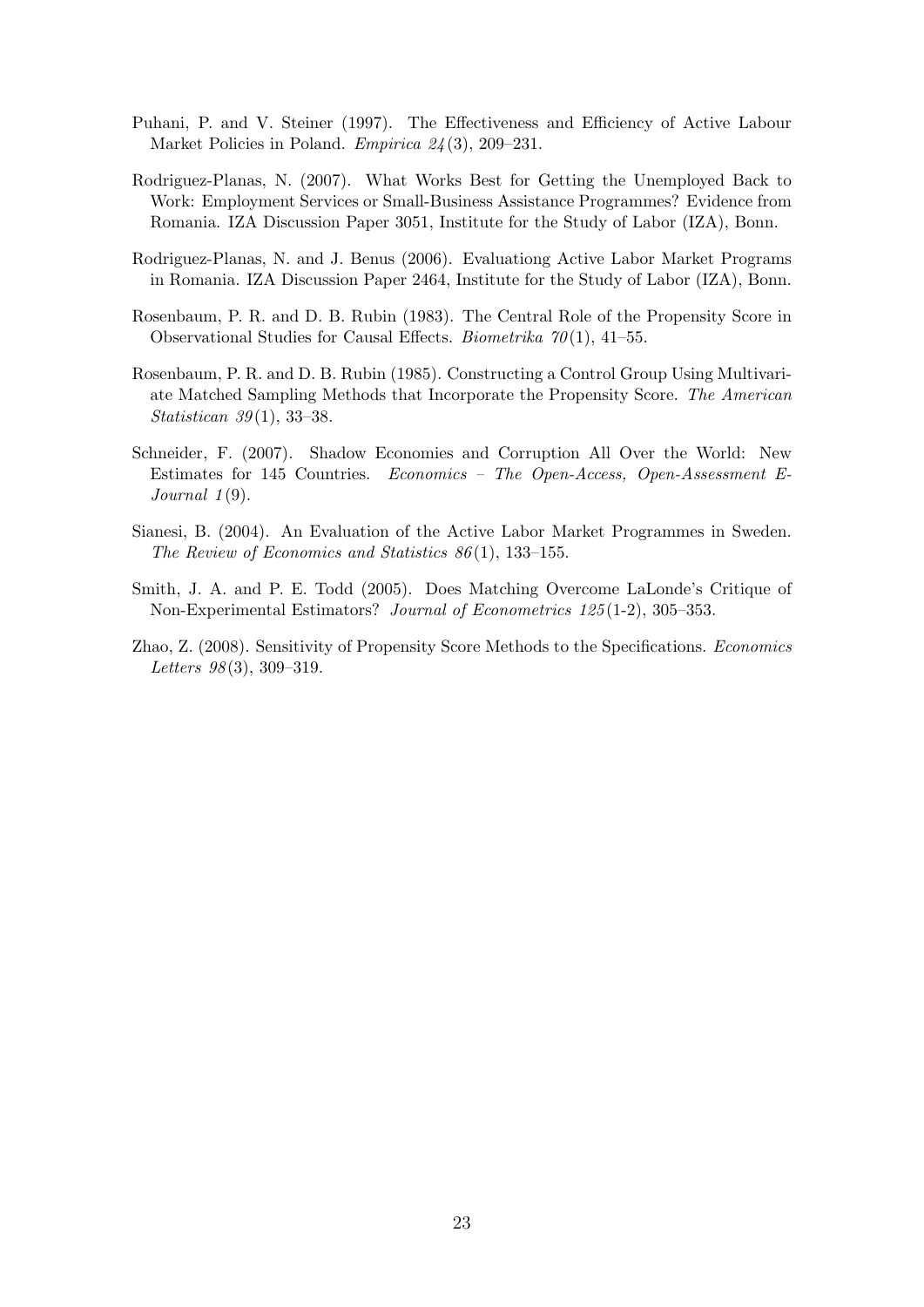Puhani, P. and V. Steiner (1997). The Effectiveness and Efficiency of Active Labour Market Policies in Poland. *Empirica 24*(3), 209–231.

Rodriguez-Planas, N. (2007). What Works Best for Getting the Unemployed Back to Work: Employment Services or Small-Business Assistance Programmes? Evidence from Romania. IZA Discussion Paper 3051, Institute for the Study of Labor (IZA), Bonn.

Rodriguez-Planas, N. and J. Benus (2006). Evaluationg Active Labor Market Programs in Romania. IZA Discussion Paper 2464, Institute for the Study of Labor (IZA), Bonn.

Rosenbaum, P. R. and D. B. Rubin (1983). The Central Role of the Propensity Score in Observational Studies for Causal Effects. *Biometrika 70*(1), 41–55.

Rosenbaum, P. R. and D. B. Rubin (1985). Constructing a Control Group Using Multivariate Matched Sampling Methods that Incorporate the Propensity Score. *The American Statistican 39*(1), 33–38.

Schneider, F. (2007). Shadow Economies and Corruption All Over the World: New Estimates for 145 Countries. *Economics – The Open-Access, Open-Assessment E-Journal 1*(9).

Sianesi, B. (2004). An Evaluation of the Active Labor Market Programmes in Sweden. *The Review of Economics and Statistics 86*(1), 133–155.

Smith, J. A. and P. E. Todd (2005). Does Matching Overcome LaLonde's Critique of Non-Experimental Estimators? *Journal of Econometrics 125*(1-2), 305–353.

Zhao, Z. (2008). Sensitivity of Propensity Score Methods to the Specifications. *Economics Letters 98*(3), 309–319.